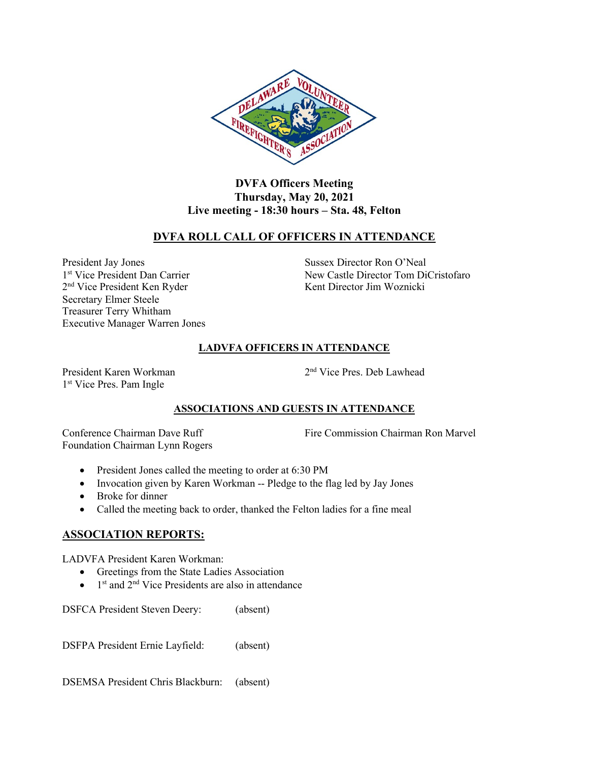**DVFA Officers Meeting**
**Thursday, May 20, 2021**
**Live meeting - 18:30 hours – Sta. 48, Felton**

## DVFA ROLL CALL OF OFFICERS IN ATTENDANCE

President Jay Jones
1st Vice President Dan Carrier
2nd Vice President Ken Ryder
Secretary Elmer Steele
Treasurer Terry Whitham
Executive Manager Warren Jones

Sussex Director Ron O'Neal
New Castle Director Tom DiCristofaro
Kent Director Jim Woznicki

## LADVFA OFFICERS IN ATTENDANCE

President Karen Workman
1st Vice Pres. Pam Ingle

2nd Vice Pres. Deb Lawhead

## ASSOCIATIONS AND GUESTS IN ATTENDANCE

Conference Chairman Dave Ruff
Foundation Chairman Lynn Rogers

Fire Commission Chairman Ron Marvel

- President Jones called the meeting to order at 6:30 PM
- Invocation given by Karen Workman -- Pledge to the flag led by Jay Jones
- Broke for dinner
- Called the meeting back to order, thanked the Felton ladies for a fine meal

## ASSOCIATION REPORTS:

LADVFA President Karen Workman:

- Greetings from the State Ladies Association
- 1st and 2nd Vice Presidents are also in attendance

DSFCA President Steven Deery: (absent)

DSFPA President Ernie Layfield: (absent)

DSEMSA President Chris Blackburn: (absent)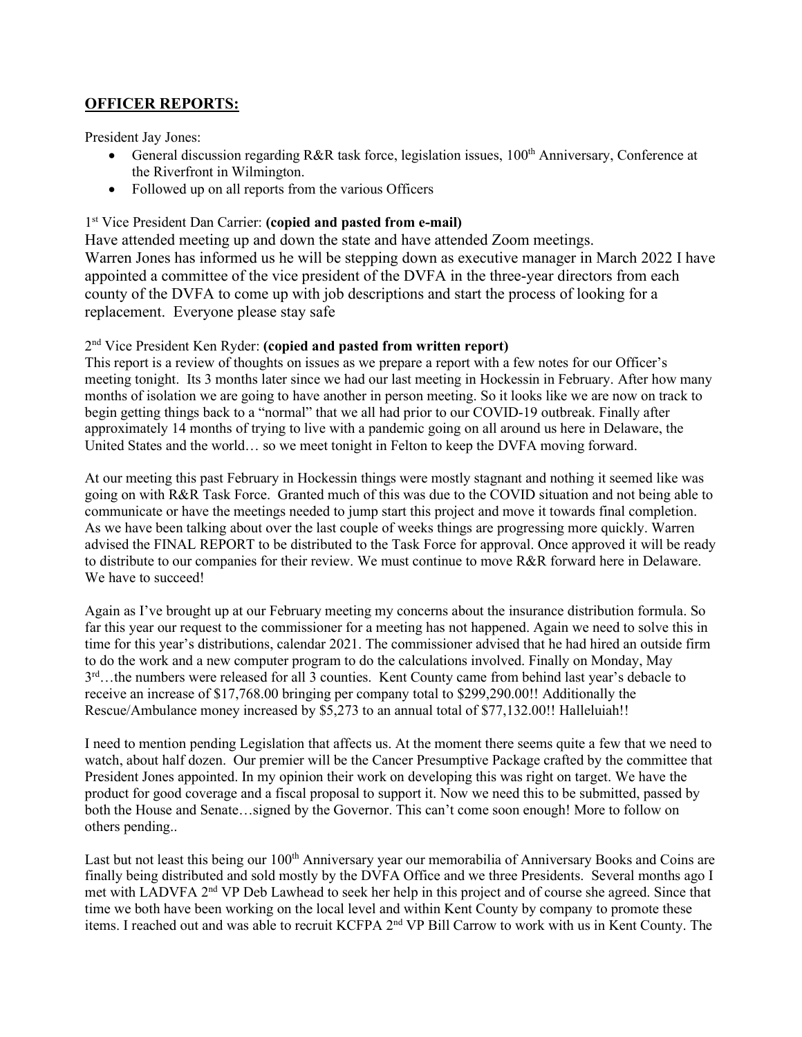## **OFFICER REPORTS:**

President Jay Jones:

- General discussion regarding R&R task force, legislation issues, 100th Anniversary, Conference at the Riverfront in Wilmington.
- Followed up on all reports from the various Officers

1st Vice President Dan Carrier: **(copied and pasted from e-mail)**

Have attended meeting up and down the state and have attended Zoom meetings.
Warren Jones has informed us he will be stepping down as executive manager in March 2022 I have appointed a committee of the vice president of the DVFA in the three-year directors from each county of the DVFA to come up with job descriptions and start the process of looking for a replacement. Everyone please stay safe

2nd Vice President Ken Ryder: **(copied and pasted from written report)**

This report is a review of thoughts on issues as we prepare a report with a few notes for our Officer's meeting tonight. Its 3 months later since we had our last meeting in Hockessin in February. After how many months of isolation we are going to have another in person meeting. So it looks like we are now on track to begin getting things back to a "normal" that we all had prior to our COVID-19 outbreak. Finally after approximately 14 months of trying to live with a pandemic going on all around us here in Delaware, the United States and the world… so we meet tonight in Felton to keep the DVFA moving forward.

At our meeting this past February in Hockessin things were mostly stagnant and nothing it seemed like was going on with R&R Task Force. Granted much of this was due to the COVID situation and not being able to communicate or have the meetings needed to jump start this project and move it towards final completion. As we have been talking about over the last couple of weeks things are progressing more quickly. Warren advised the FINAL REPORT to be distributed to the Task Force for approval. Once approved it will be ready to distribute to our companies for their review. We must continue to move R&R forward here in Delaware. We have to succeed!

Again as I've brought up at our February meeting my concerns about the insurance distribution formula. So far this year our request to the commissioner for a meeting has not happened. Again we need to solve this in time for this year's distributions, calendar 2021. The commissioner advised that he had hired an outside firm to do the work and a new computer program to do the calculations involved. Finally on Monday, May 3rd…the numbers were released for all 3 counties. Kent County came from behind last year's debacle to receive an increase of $17,768.00 bringing per company total to $299,290.00!! Additionally the Rescue/Ambulance money increased by $5,273 to an annual total of $77,132.00!! Halleluiah!!

I need to mention pending Legislation that affects us. At the moment there seems quite a few that we need to watch, about half dozen. Our premier will be the Cancer Presumptive Package crafted by the committee that President Jones appointed. In my opinion their work on developing this was right on target. We have the product for good coverage and a fiscal proposal to support it. Now we need this to be submitted, passed by both the House and Senate…signed by the Governor. This can't come soon enough! More to follow on others pending..

Last but not least this being our 100th Anniversary year our memorabilia of Anniversary Books and Coins are finally being distributed and sold mostly by the DVFA Office and we three Presidents. Several months ago I met with LADVFA 2nd VP Deb Lawhead to seek her help in this project and of course she agreed. Since that time we both have been working on the local level and within Kent County by company to promote these items. I reached out and was able to recruit KCFPA 2nd VP Bill Carrow to work with us in Kent County. The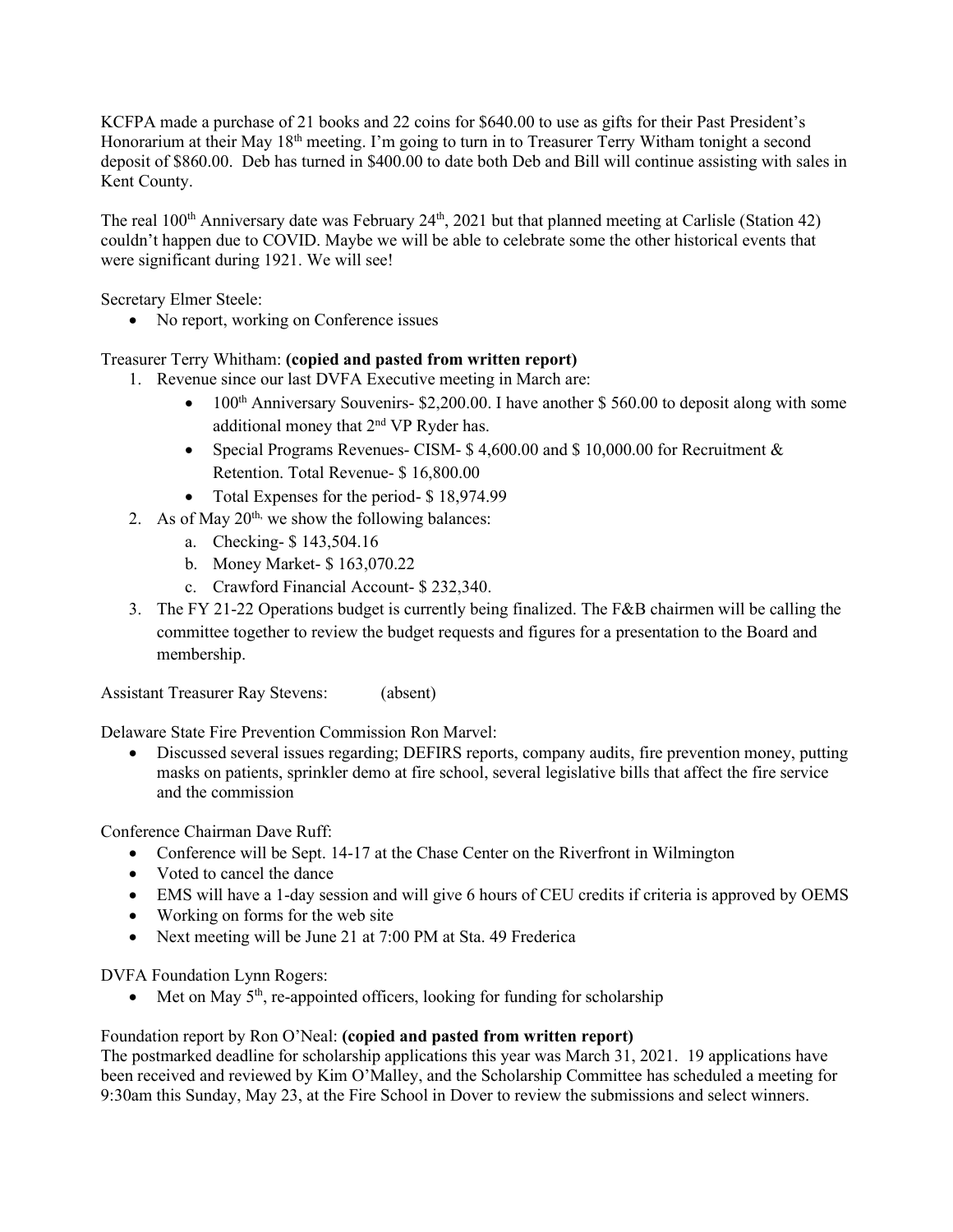KCFPA made a purchase of 21 books and 22 coins for $640.00 to use as gifts for their Past President's Honorarium at their May 18th meeting. I'm going to turn in to Treasurer Terry Witham tonight a second deposit of $860.00. Deb has turned in $400.00 to date both Deb and Bill will continue assisting with sales in Kent County.

The real 100th Anniversary date was February 24th, 2021 but that planned meeting at Carlisle (Station 42) couldn't happen due to COVID. Maybe we will be able to celebrate some the other historical events that were significant during 1921. We will see!

Secretary Elmer Steele:

- No report, working on Conference issues

Treasurer Terry Whitham: **(copied and pasted from written report)**

1. Revenue since our last DVFA Executive meeting in March are:
   - 100th Anniversary Souvenirs- $2,200.00. I have another $ 560.00 to deposit along with some additional money that 2nd VP Ryder has.
   - Special Programs Revenues- CISM- $ 4,600.00 and $ 10,000.00 for Recruitment & Retention. Total Revenue- $ 16,800.00
   - Total Expenses for the period- $ 18,974.99
2. As of May 20th, we show the following balances:
   a. Checking- $ 143,504.16
   b. Money Market- $ 163,070.22
   c. Crawford Financial Account- $ 232,340.
3. The FY 21-22 Operations budget is currently being finalized. The F&B chairmen will be calling the committee together to review the budget requests and figures for a presentation to the Board and membership.

Assistant Treasurer Ray Stevens: (absent)

Delaware State Fire Prevention Commission Ron Marvel:

- Discussed several issues regarding; DEFIRS reports, company audits, fire prevention money, putting masks on patients, sprinkler demo at fire school, several legislative bills that affect the fire service and the commission

Conference Chairman Dave Ruff:

- Conference will be Sept. 14-17 at the Chase Center on the Riverfront in Wilmington
- Voted to cancel the dance
- EMS will have a 1-day session and will give 6 hours of CEU credits if criteria is approved by OEMS
- Working on forms for the web site
- Next meeting will be June 21 at 7:00 PM at Sta. 49 Frederica

DVFA Foundation Lynn Rogers:

- Met on May 5th, re-appointed officers, looking for funding for scholarship

Foundation report by Ron O'Neal: **(copied and pasted from written report)**
The postmarked deadline for scholarship applications this year was March 31, 2021. 19 applications have been received and reviewed by Kim O'Malley, and the Scholarship Committee has scheduled a meeting for 9:30am this Sunday, May 23, at the Fire School in Dover to review the submissions and select winners.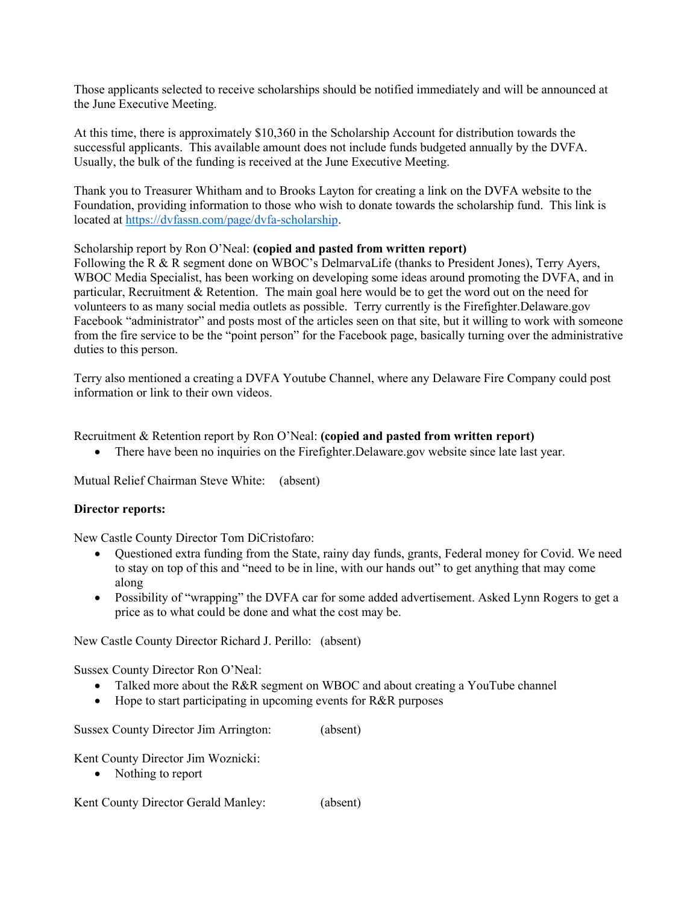Those applicants selected to receive scholarships should be notified immediately and will be announced at the June Executive Meeting.

At this time, there is approximately $10,360 in the Scholarship Account for distribution towards the successful applicants. This available amount does not include funds budgeted annually by the DVFA. Usually, the bulk of the funding is received at the June Executive Meeting.

Thank you to Treasurer Whitham and to Brooks Layton for creating a link on the DVFA website to the Foundation, providing information to those who wish to donate towards the scholarship fund. This link is located at [https://dvfassn.com/page/dvfa-scholarship](https://dvfassn.com/page/dvfa-scholarship).

Scholarship report by Ron O'Neal: **(copied and pasted from written report)**
Following the R & R segment done on WBOC's DelmarvaLife (thanks to President Jones), Terry Ayers, WBOC Media Specialist, has been working on developing some ideas around promoting the DVFA, and in particular, Recruitment & Retention. The main goal here would be to get the word out on the need for volunteers to as many social media outlets as possible. Terry currently is the Firefighter.Delaware.gov Facebook "administrator" and posts most of the articles seen on that site, but it willing to work with someone from the fire service to be the "point person" for the Facebook page, basically turning over the administrative duties to this person.

Terry also mentioned a creating a DVFA Youtube Channel, where any Delaware Fire Company could post information or link to their own videos.

Recruitment & Retention report by Ron O'Neal: **(copied and pasted from written report)**

- There have been no inquiries on the Firefighter.Delaware.gov website since late last year.

Mutual Relief Chairman Steve White: (absent)

**Director reports:**

New Castle County Director Tom DiCristofaro:

- Questioned extra funding from the State, rainy day funds, grants, Federal money for Covid. We need to stay on top of this and "need to be in line, with our hands out" to get anything that may come along
- Possibility of "wrapping" the DVFA car for some added advertisement. Asked Lynn Rogers to get a price as to what could be done and what the cost may be.

New Castle County Director Richard J. Perillo: (absent)

Sussex County Director Ron O'Neal:

- Talked more about the R&R segment on WBOC and about creating a YouTube channel
- Hope to start participating in upcoming events for R&R purposes

Sussex County Director Jim Arrington: (absent)

Kent County Director Jim Woznicki:

- Nothing to report

Kent County Director Gerald Manley: (absent)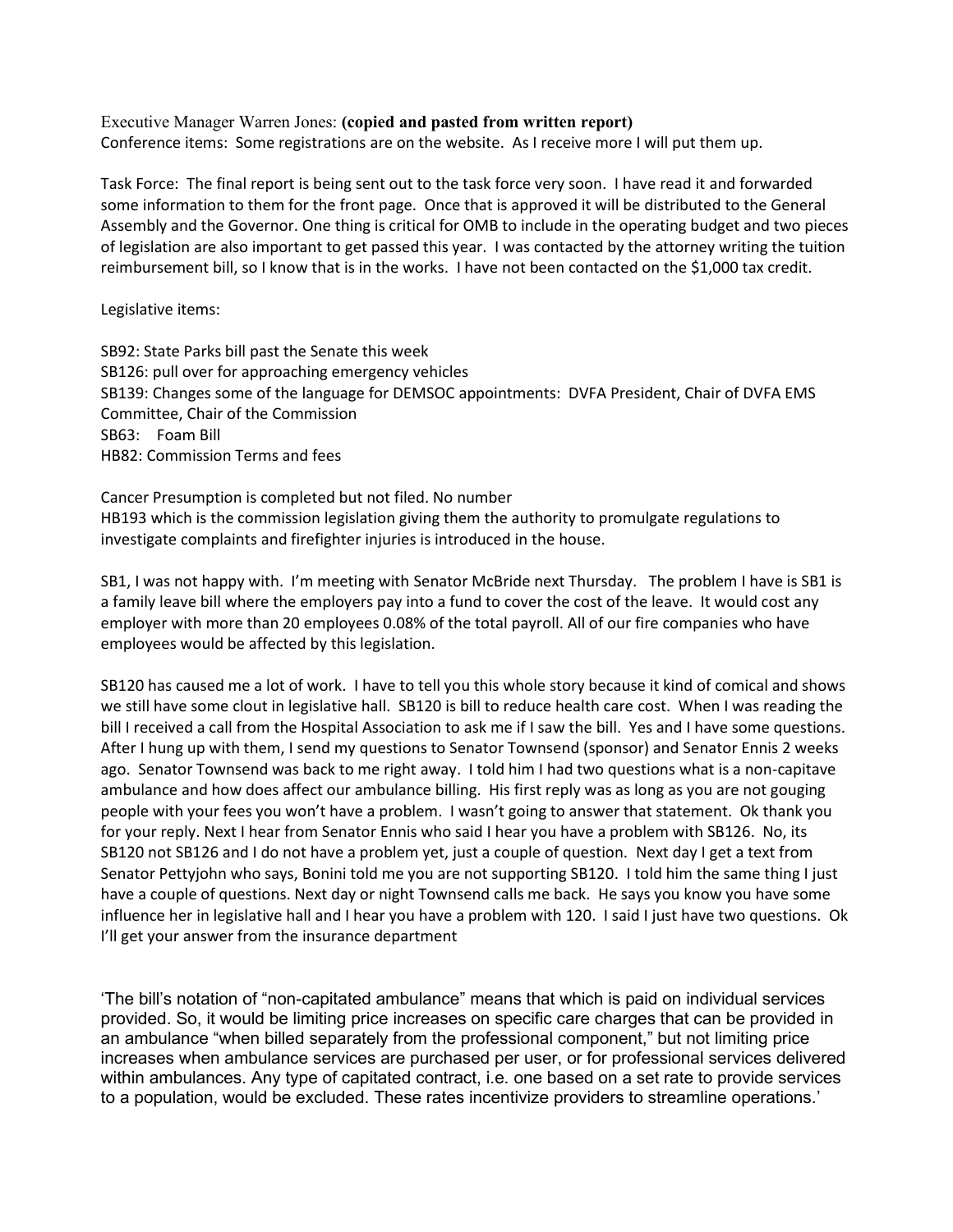Executive Manager Warren Jones: **(copied and pasted from written report)**
Conference items: Some registrations are on the website. As I receive more I will put them up.

Task Force: The final report is being sent out to the task force very soon. I have read it and forwarded some information to them for the front page. Once that is approved it will be distributed to the General Assembly and the Governor. One thing is critical for OMB to include in the operating budget and two pieces of legislation are also important to get passed this year. I was contacted by the attorney writing the tuition reimbursement bill, so I know that is in the works. I have not been contacted on the $1,000 tax credit.

Legislative items:

SB92: State Parks bill past the Senate this week
SB126: pull over for approaching emergency vehicles
SB139: Changes some of the language for DEMSOC appointments: DVFA President, Chair of DVFA EMS Committee, Chair of the Commission
SB63: Foam Bill
HB82: Commission Terms and fees

Cancer Presumption is completed but not filed. No number
HB193 which is the commission legislation giving them the authority to promulgate regulations to investigate complaints and firefighter injuries is introduced in the house.

SB1, I was not happy with. I'm meeting with Senator McBride next Thursday. The problem I have is SB1 is a family leave bill where the employers pay into a fund to cover the cost of the leave. It would cost any employer with more than 20 employees 0.08% of the total payroll. All of our fire companies who have employees would be affected by this legislation.

SB120 has caused me a lot of work. I have to tell you this whole story because it kind of comical and shows we still have some clout in legislative hall. SB120 is bill to reduce health care cost. When I was reading the bill I received a call from the Hospital Association to ask me if I saw the bill. Yes and I have some questions. After I hung up with them, I send my questions to Senator Townsend (sponsor) and Senator Ennis 2 weeks ago. Senator Townsend was back to me right away. I told him I had two questions what is a non-capitave ambulance and how does affect our ambulance billing. His first reply was as long as you are not gouging people with your fees you won't have a problem. I wasn't going to answer that statement. Ok thank you for your reply. Next I hear from Senator Ennis who said I hear you have a problem with SB126. No, its SB120 not SB126 and I do not have a problem yet, just a couple of question. Next day I get a text from Senator Pettyjohn who says, Bonini told me you are not supporting SB120. I told him the same thing I just have a couple of questions. Next day or night Townsend calls me back. He says you know you have some influence her in legislative hall and I hear you have a problem with 120. I said I just have two questions. Ok I'll get your answer from the insurance department

'The bill's notation of "non-capitated ambulance" means that which is paid on individual services provided. So, it would be limiting price increases on specific care charges that can be provided in an ambulance "when billed separately from the professional component," but not limiting price increases when ambulance services are purchased per user, or for professional services delivered within ambulances. Any type of capitated contract, i.e. one based on a set rate to provide services to a population, would be excluded. These rates incentivize providers to streamline operations.'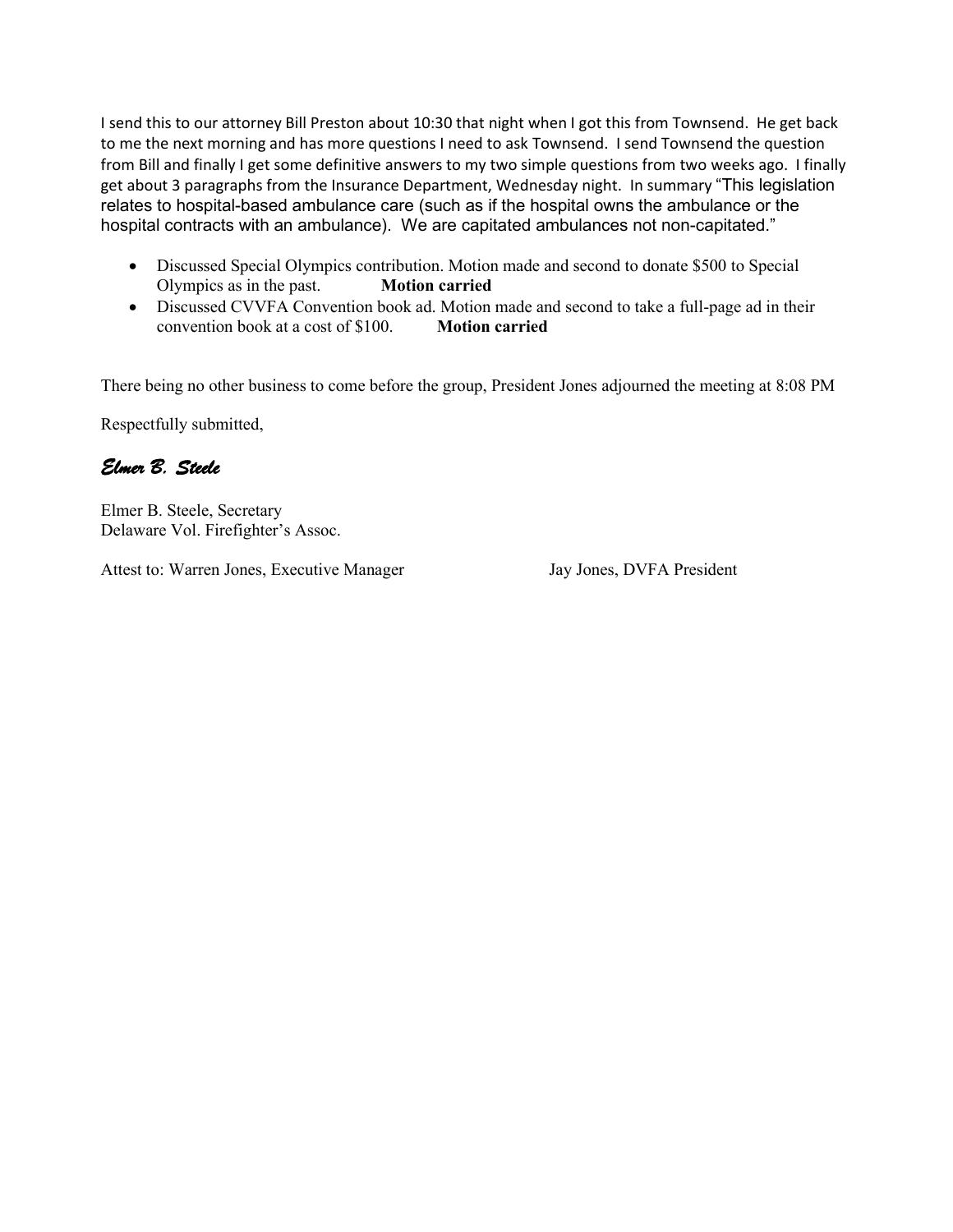I send this to our attorney Bill Preston about 10:30 that night when I got this from Townsend. He get back to me the next morning and has more questions I need to ask Townsend. I send Townsend the question from Bill and finally I get some definitive answers to my two simple questions from two weeks ago. I finally get about 3 paragraphs from the Insurance Department, Wednesday night. In summary "This legislation relates to hospital-based ambulance care (such as if the hospital owns the ambulance or the hospital contracts with an ambulance). We are capitated ambulances not non-capitated."

- Discussed Special Olympics contribution. Motion made and second to donate $500 to Special Olympics as in the past. **Motion carried**
- Discussed CVVFA Convention book ad. Motion made and second to take a full-page ad in their convention book at a cost of $100. **Motion carried**

There being no other business to come before the group, President Jones adjourned the meeting at 8:08 PM

Respectfully submitted,

*Elmer B. Steele*

Elmer B. Steele, Secretary
Delaware Vol. Firefighter's Assoc.

Attest to: Warren Jones, Executive Manager

Jay Jones, DVFA President